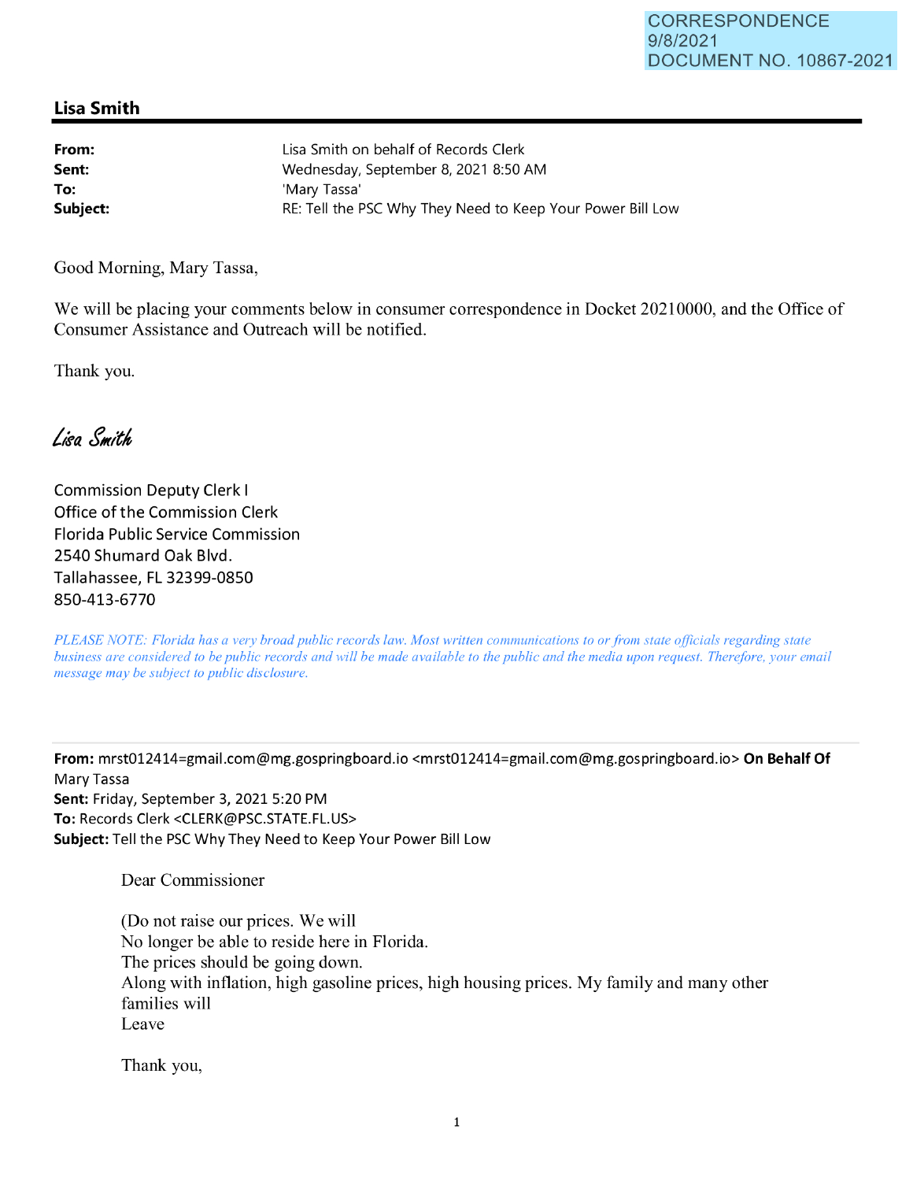CORRESPONDENCE
9/8/2021
DOCUMENT NO. 10867-2021

## Lisa Smith

**From:** Lisa Smith on behalf of Records Clerk
**Sent:** Wednesday, September 8, 2021 8:50 AM
**To:** 'Mary Tassa'
**Subject:** RE: Tell the PSC Why They Need to Keep Your Power Bill Low

Good Morning, Mary Tassa,

We will be placing your comments below in consumer correspondence in Docket 20210000, and the Office of Consumer Assistance and Outreach will be notified.

Thank you.

*Lisa Smith*

Commission Deputy Clerk I
Office of the Commission Clerk
Florida Public Service Commission
2540 Shumard Oak Blvd.
Tallahassee, FL 32399-0850
850-413-6770

*PLEASE NOTE: Florida has a very broad public records law. Most written communications to or from state officials regarding state business are considered to be public records and will be made available to the public and the media upon request. Therefore, your email message may be subject to public disclosure.*

---

**From:** mrst012414=gmail.com@mg.gospringboard.io <mrst012414=gmail.com@mg.gospringboard.io> **On Behalf Of** Mary Tassa
**Sent:** Friday, September 3, 2021 5:20 PM
**To:** Records Clerk <CLERK@PSC.STATE.FL.US>
**Subject:** Tell the PSC Why They Need to Keep Your Power Bill Low

Dear Commissioner

(Do not raise our prices. We will
No longer be able to reside here in Florida.
The prices should be going down.
Along with inflation, high gasoline prices, high housing prices. My family and many other families will
Leave

Thank you,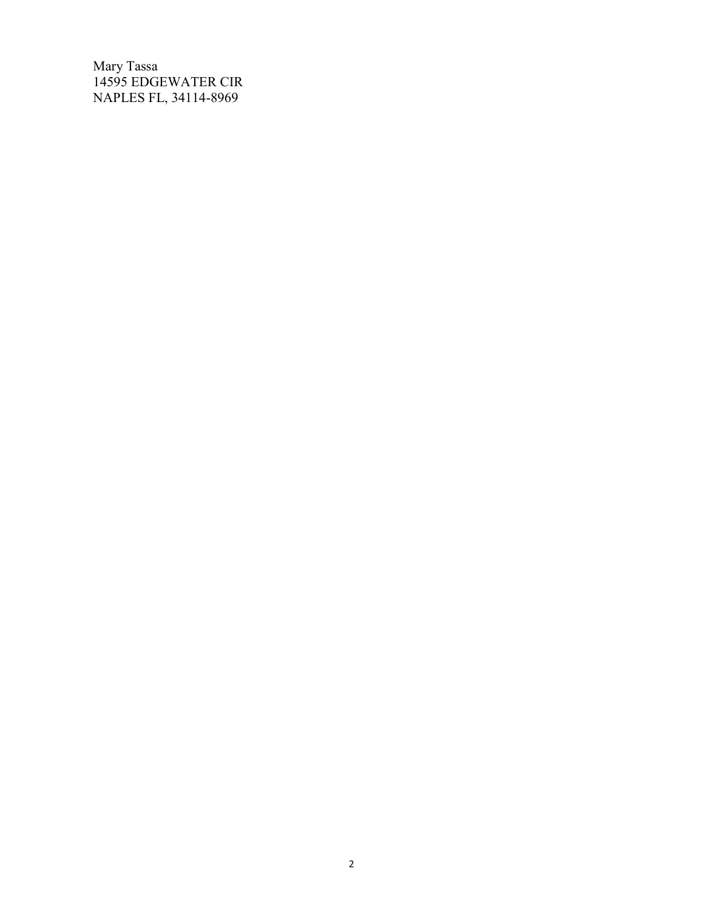Mary Tassa
14595 EDGEWATER CIR
NAPLES FL, 34114-8969